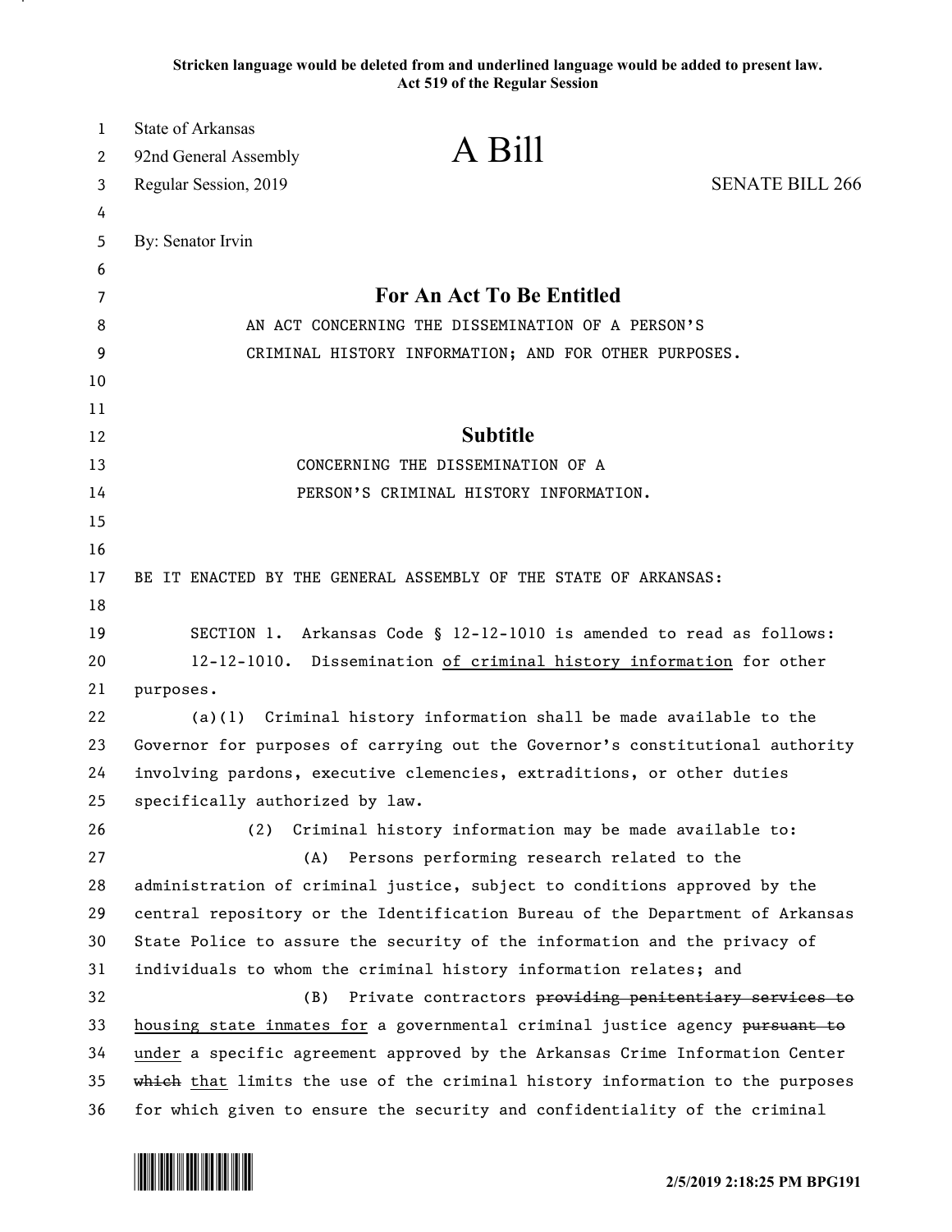**Stricken language would be deleted from and underlined language would be added to present law.**
**Act 519 of the Regular Session**

State of Arkansas
92nd General Assembly
Regular Session, 2019

# A Bill

SENATE BILL 266

By: Senator Irvin

## For An Act To Be Entitled

AN ACT CONCERNING THE DISSEMINATION OF A PERSON'S CRIMINAL HISTORY INFORMATION; AND FOR OTHER PURPOSES.

## Subtitle

CONCERNING THE DISSEMINATION OF A PERSON'S CRIMINAL HISTORY INFORMATION.

BE IT ENACTED BY THE GENERAL ASSEMBLY OF THE STATE OF ARKANSAS:

SECTION 1. Arkansas Code § 12-12-1010 is amended to read as follows:

12-12-1010. Dissemination <u>of criminal history information</u> for other purposes.

(a)(1) Criminal history information shall be made available to the Governor for purposes of carrying out the Governor's constitutional authority involving pardons, executive clemencies, extraditions, or other duties specifically authorized by law.

(2) Criminal history information may be made available to:

(A) Persons performing research related to the administration of criminal justice, subject to conditions approved by the central repository or the Identification Bureau of the Department of Arkansas State Police to assure the security of the information and the privacy of individuals to whom the criminal history information relates; and

(B) Private contractors ~~providing penitentiary services to~~ <u>housing state inmates for</u> a governmental criminal justice agency ~~pursuant to~~ <u>under</u> a specific agreement approved by the Arkansas Crime Information Center ~~which~~ <u>that</u> limits the use of the criminal history information to the purposes for which given to ensure the security and confidentiality of the criminal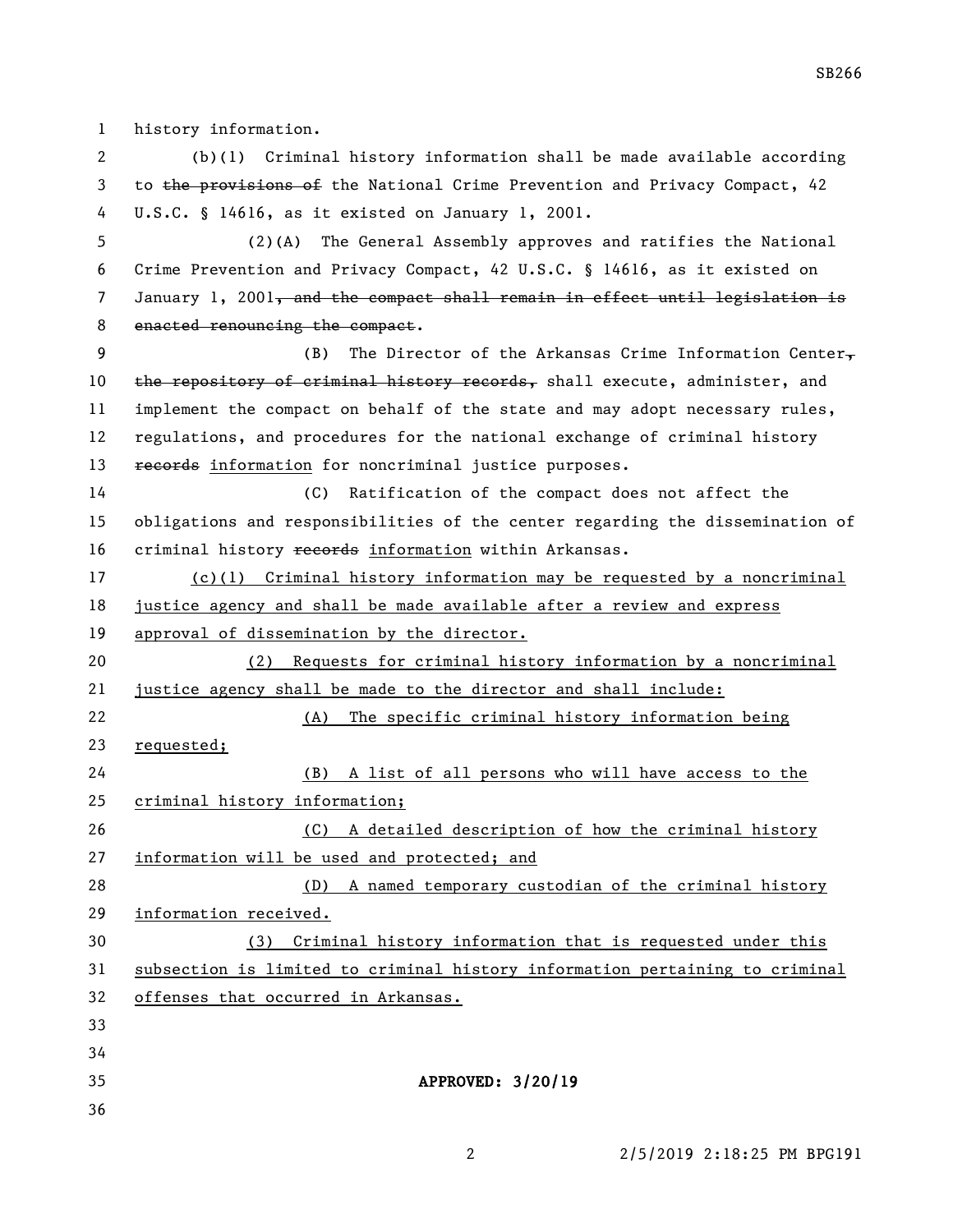history information.

(b)(1) Criminal history information shall be made available according to ~~the provisions of~~ the National Crime Prevention and Privacy Compact, 42 U.S.C. § 14616, as it existed on January 1, 2001.

(2)(A) The General Assembly approves and ratifies the National Crime Prevention and Privacy Compact, 42 U.S.C. § 14616, as it existed on January 1, 2001~~, and the compact shall remain in effect until legislation is enacted renouncing the compact~~.

(B) The Director of the Arkansas Crime Information Center~~, the repository of criminal history records,~~ shall execute, administer, and implement the compact on behalf of the state and may adopt necessary rules, regulations, and procedures for the national exchange of criminal history ~~records~~ information for noncriminal justice purposes.

(C) Ratification of the compact does not affect the obligations and responsibilities of the center regarding the dissemination of criminal history ~~records~~ information within Arkansas.

(c)(1) Criminal history information may be requested by a noncriminal justice agency and shall be made available after a review and express approval of dissemination by the director.

(2) Requests for criminal history information by a noncriminal justice agency shall be made to the director and shall include:

(A) The specific criminal history information being requested;

(B) A list of all persons who will have access to the criminal history information;

(C) A detailed description of how the criminal history information will be used and protected; and

(D) A named temporary custodian of the criminal history information received.

(3) Criminal history information that is requested under this subsection is limited to criminal history information pertaining to criminal offenses that occurred in Arkansas.

**APPROVED: 3/20/19**